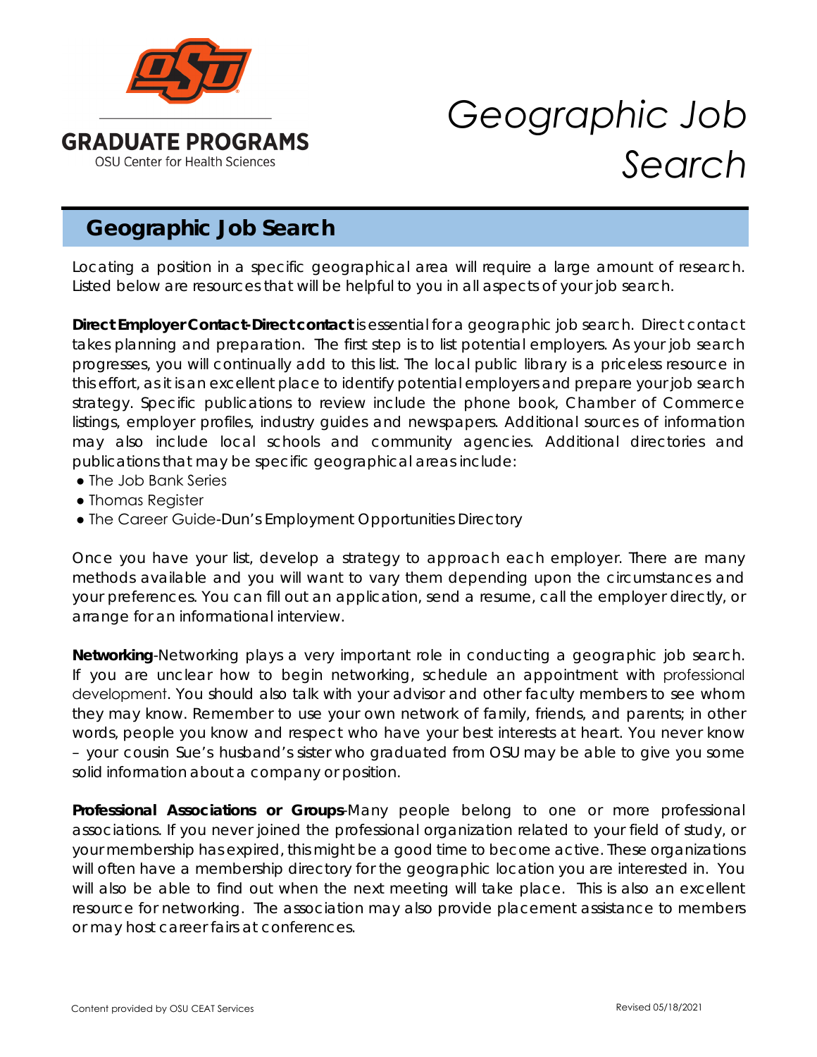GRADUATE PROGRAMS

OSU Center for Health Sciences

# *Geographic Job Search*

## Geographic Job Search

Locating a position in a specific geographical area will require a large amount of research. Listed below are resources that will be helpful to you in all aspects of your job search.

**Direct Employer Contact-Direct contact** is essential for a geographic job search. Direct contact takes planning and preparation. The first step is to list potential employers. As your job search progresses, you will continually add to this list. The local public library is a priceless resource in this effort, as it is an excellent place to identify potential employers and prepare your job search strategy. Specific publications to review include the phone book, Chamber of Commerce listings, employer profiles, industry guides and newspapers. Additional sources of information may also include local schools and community agencies. Additional directories and publications that may be specific geographical areas include:

- The Job Bank Series
- Thomas Register
- The Career Guide-Dun's Employment Opportunities Directory

Once you have your list, develop a strategy to approach each employer. There are many methods available and you will want to vary them depending upon the circumstances and your preferences. You can fill out an application, send a resume, call the employer directly, or arrange for an informational interview.

**Networking**-Networking plays a very important role in conducting a geographic job search. If you are unclear how to begin networking, schedule an appointment with professional development. You should also talk with your advisor and other faculty members to see whom they may know. Remember to use your own network of family, friends, and parents; in other words, people you know and respect who have your best interests at heart. You never know – your cousin Sue's husband's sister who graduated from OSU may be able to give you some solid information about a company or position.

**Professional Associations or Groups**-Many people belong to one or more professional associations. If you never joined the professional organization related to your field of study, or your membership has expired, this might be a good time to become active. These organizations will often have a membership directory for the geographic location you are interested in. You will also be able to find out when the next meeting will take place. This is also an excellent resource for networking. The association may also provide placement assistance to members or may host career fairs at conferences.

Content provided by OSU CEAT Services

Revised 05/18/2021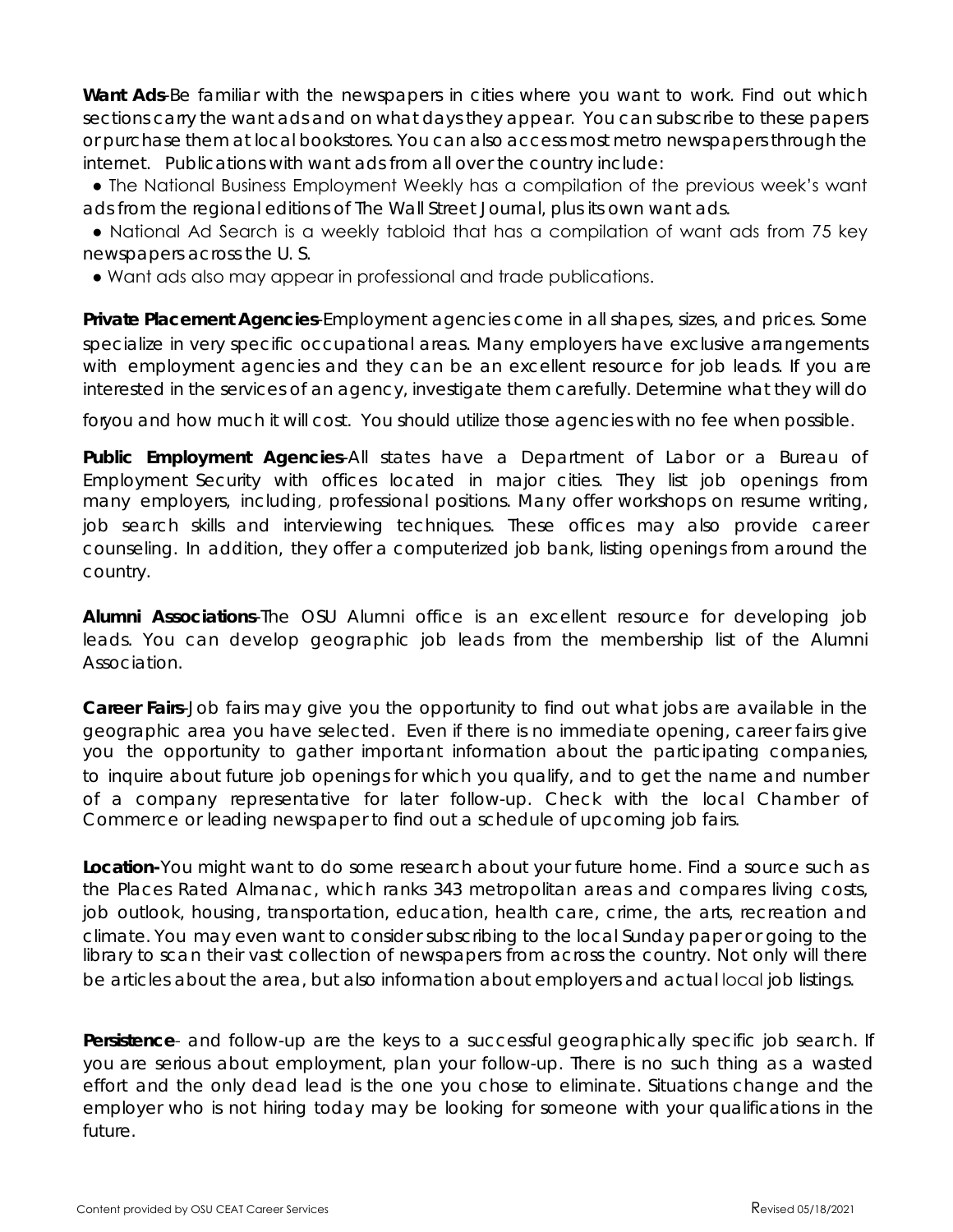**Want Ads**-Be familiar with the newspapers in cities where you want to work. Find out which sections carry the want ads and on what days they appear. You can subscribe to these papers or purchase them at local bookstores. You can also access most metro newspapers through the internet. Publications with want ads from all over the country include:

- The National Business Employment Weekly has a compilation of the previous week's want ads from the regional editions of The Wall Street Journal, plus its own want ads.
- National Ad Search is a weekly tabloid that has a compilation of want ads from 75 key newspapers across the U. S.
- Want ads also may appear in professional and trade publications.

**Private Placement Agencies**-Employment agencies come in all shapes, sizes, and prices. Some specialize in very specific occupational areas. Many employers have exclusive arrangements with employment agencies and they can be an excellent resource for job leads. If you are interested in the services of an agency, investigate them carefully. Determine what they will do foryou and how much it will cost. You should utilize those agencies with no fee when possible.

**Public Employment Agencies**-All states have a Department of Labor or a Bureau of Employment Security with offices located in major cities. They list job openings from many employers, including, professional positions. Many offer workshops on resume writing, job search skills and interviewing techniques. These offices may also provide career counseling. In addition, they offer a computerized job bank, listing openings from around the country.

**Alumni Associations**-The OSU Alumni office is an excellent resource for developing job leads. You can develop geographic job leads from the membership list of the Alumni Association.

**Career Fairs**-Job fairs may give you the opportunity to find out what jobs are available in the geographic area you have selected. Even if there is no immediate opening, career fairs give you the opportunity to gather important information about the participating companies, to inquire about future job openings for which you qualify, and to get the name and number of a company representative for later follow-up. Check with the local Chamber of Commerce or leading newspaper to find out a schedule of upcoming job fairs.

**Location-**You might want to do some research about your future home. Find a source such as the Places Rated Almanac, which ranks 343 metropolitan areas and compares living costs, job outlook, housing, transportation, education, health care, crime, the arts, recreation and climate. You may even want to consider subscribing to the local Sunday paper or going to the library to scan their vast collection of newspapers from across the country. Not only will there be articles about the area, but also information about employers and actual local job listings.

**Persistence**- and follow-up are the keys to a successful geographically specific job search. If you are serious about employment, plan your follow-up. There is no such thing as a wasted effort and the only dead lead is the one you chose to eliminate. Situations change and the employer who is not hiring today may be looking for someone with your qualifications in the future.